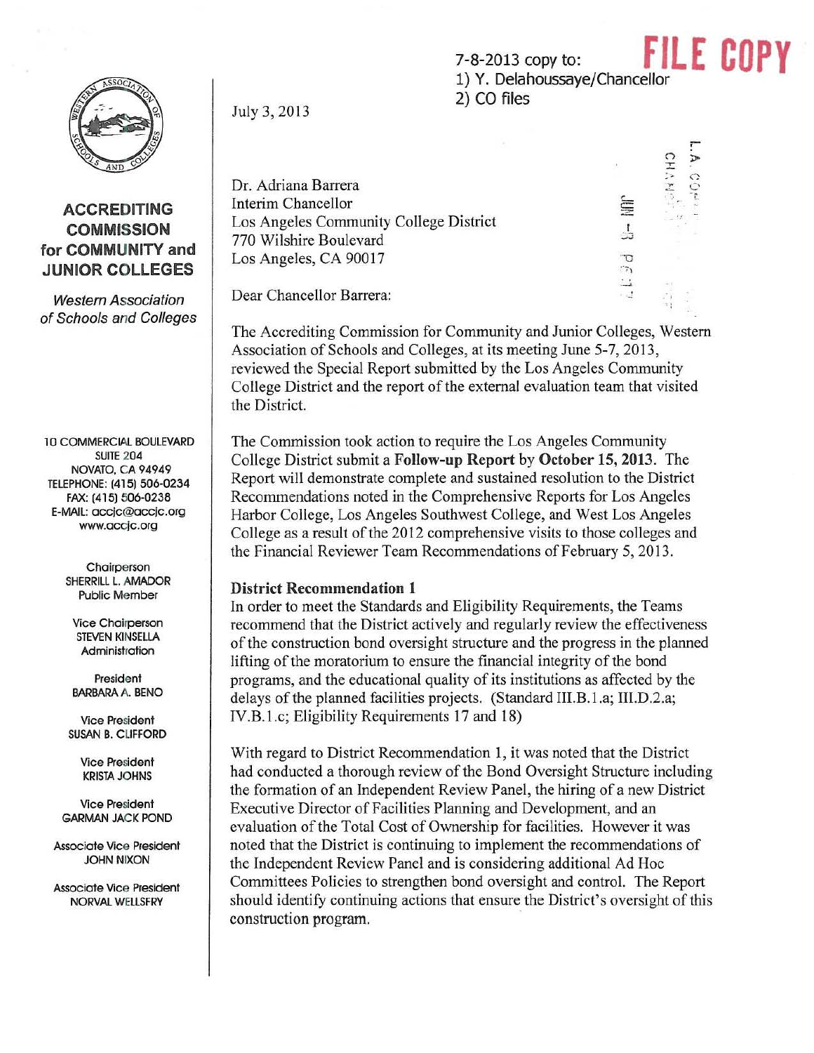**ACCREDITING COMMISSION for COMMUNITY and JUNIOR COLLEGES**

*Western Association of Schools and Colleges*

10 COMMERCIAL BOULEVARD
SUITE 204
NOVATO, CA 94949
TELEPHONE: (415) 506-0234
FAX: (415) 506-0238
E-MAIL: accjc@accjc.org
www.accjc.org

Chairperson
SHERRILL L. AMADOR
Public Member

Vice Chairperson
STEVEN KINSELLA
Administration

President
BARBARA A. BENO

Vice President
SUSAN B. CLIFFORD

Vice President
KRISTA JOHNS

Vice President
GARMAN JACK POND

Associate Vice President
JOHN NIXON

Associate Vice President
NORVAL WELLSFRY

7-8-2013 copy to:
1) Y. Delahoussaye/Chancellor
2) CO files

**FILE COPY**

July 3, 2013

Dr. Adriana Barrera
Interim Chancellor
Los Angeles Community College District
770 Wilshire Boulevard
Los Angeles, CA 90017

Dear Chancellor Barrera:

The Accrediting Commission for Community and Junior Colleges, Western Association of Schools and Colleges, at its meeting June 5-7, 2013, reviewed the Special Report submitted by the Los Angeles Community College District and the report of the external evaluation team that visited the District.

The Commission took action to require the Los Angeles Community College District submit a **Follow-up Report** by **October 15, 2013**. The Report will demonstrate complete and sustained resolution to the District Recommendations noted in the Comprehensive Reports for Los Angeles Harbor College, Los Angeles Southwest College, and West Los Angeles College as a result of the 2012 comprehensive visits to those colleges and the Financial Reviewer Team Recommendations of February 5, 2013.

**District Recommendation 1**

In order to meet the Standards and Eligibility Requirements, the Teams recommend that the District actively and regularly review the effectiveness of the construction bond oversight structure and the progress in the planned lifting of the moratorium to ensure the financial integrity of the bond programs, and the educational quality of its institutions as affected by the delays of the planned facilities projects. (Standard III.B.1.a; III.D.2.a; IV.B.1.c; Eligibility Requirements 17 and 18)

With regard to District Recommendation 1, it was noted that the District had conducted a thorough review of the Bond Oversight Structure including the formation of an Independent Review Panel, the hiring of a new District Executive Director of Facilities Planning and Development, and an evaluation of the Total Cost of Ownership for facilities. However it was noted that the District is continuing to implement the recommendations of the Independent Review Panel and is considering additional Ad Hoc Committees Policies to strengthen bond oversight and control. The Report should identify continuing actions that ensure the District's oversight of this construction program.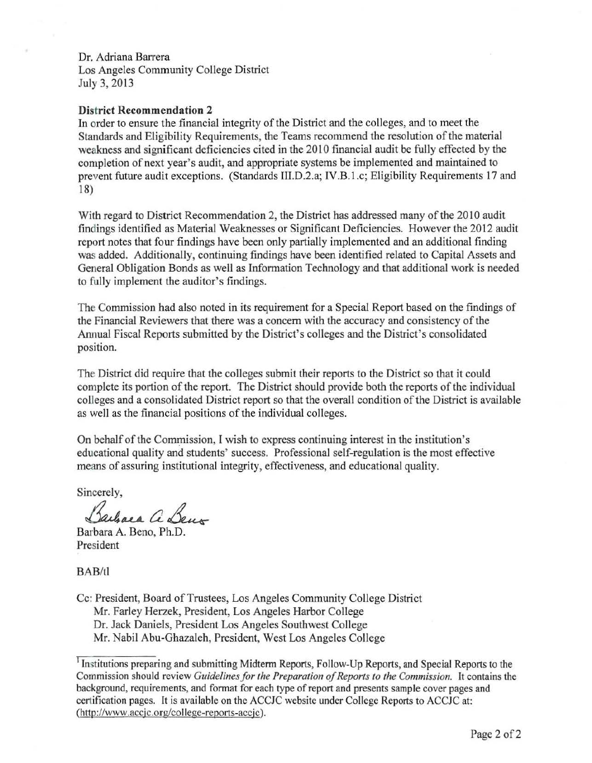Dr. Adriana Barrera
Los Angeles Community College District
July 3, 2013

**District Recommendation 2**

In order to ensure the financial integrity of the District and the colleges, and to meet the Standards and Eligibility Requirements, the Teams recommend the resolution of the material weakness and significant deficiencies cited in the 2010 financial audit be fully effected by the completion of next year's audit, and appropriate systems be implemented and maintained to prevent future audit exceptions. (Standards III.D.2.a; IV.B.1.c; Eligibility Requirements 17 and 18)

With regard to District Recommendation 2, the District has addressed many of the 2010 audit findings identified as Material Weaknesses or Significant Deficiencies. However the 2012 audit report notes that four findings have been only partially implemented and an additional finding was added. Additionally, continuing findings have been identified related to Capital Assets and General Obligation Bonds as well as Information Technology and that additional work is needed to fully implement the auditor's findings.

The Commission had also noted in its requirement for a Special Report based on the findings of the Financial Reviewers that there was a concern with the accuracy and consistency of the Annual Fiscal Reports submitted by the District's colleges and the District's consolidated position.

The District did require that the colleges submit their reports to the District so that it could complete its portion of the report. The District should provide both the reports of the individual colleges and a consolidated District report so that the overall condition of the District is available as well as the financial positions of the individual colleges.

On behalf of the Commission, I wish to express continuing interest in the institution's educational quality and students' success. Professional self-regulation is the most effective means of assuring institutional integrity, effectiveness, and educational quality.

Sincerely,

Barbara A. Beno

Barbara A. Beno, Ph.D.
President

BAB/tl

Cc: President, Board of Trustees, Los Angeles Community College District
Mr. Farley Herzek, President, Los Angeles Harbor College
Dr. Jack Daniels, President Los Angeles Southwest College
Mr. Nabil Abu-Ghazaleh, President, West Los Angeles College

---

[1] Institutions preparing and submitting Midterm Reports, Follow-Up Reports, and Special Reports to the Commission should review *Guidelines for the Preparation of Reports to the Commission*. It contains the background, requirements, and format for each type of report and presents sample cover pages and certification pages. It is available on the ACCJC website under College Reports to ACCJC at: (http://www.accjc.org/college-reports-accjc).